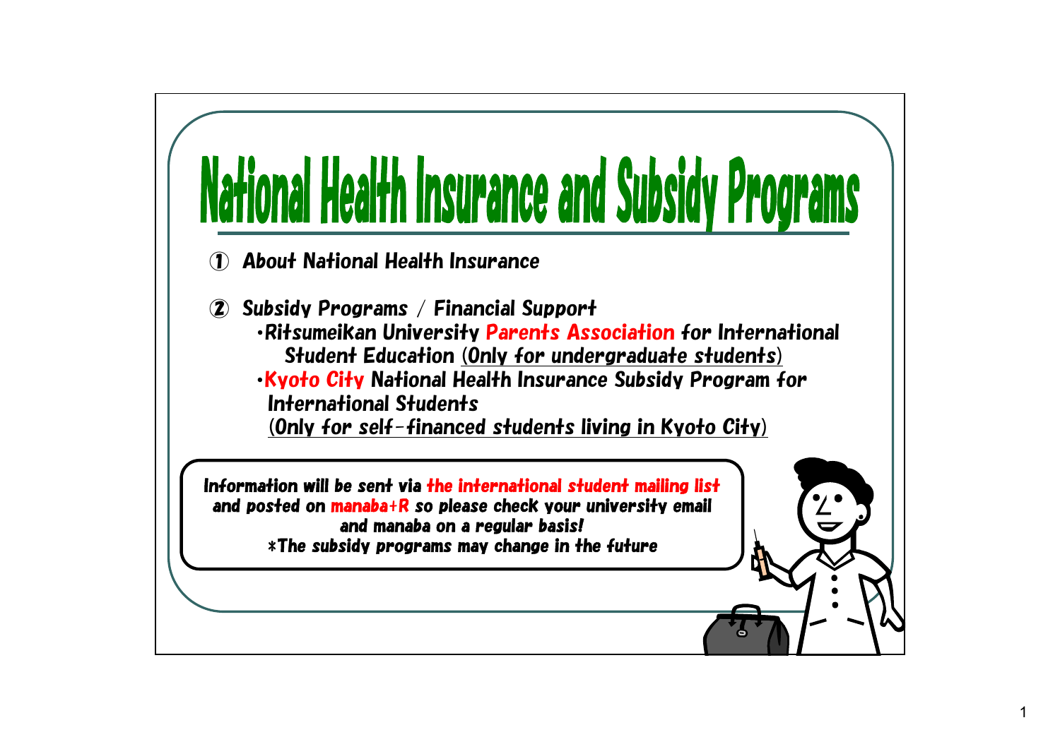# National Health Insurance and Subsidy Programs

① About National Health Insurance

② Subsidy Programs / Financial Support

- Ritsumeikan University **Parents Association** for International Student Education (Only for undergraduate students)
- **Kyoto City** National Health Insurance Subsidy Program for International Students
  (Only for self-financed students living in Kyoto City)

Information will be sent via **the international student mailing list** and posted on **manaba+R** so please check your university email and manaba on a regular basis!
*The subsidy programs may change in the future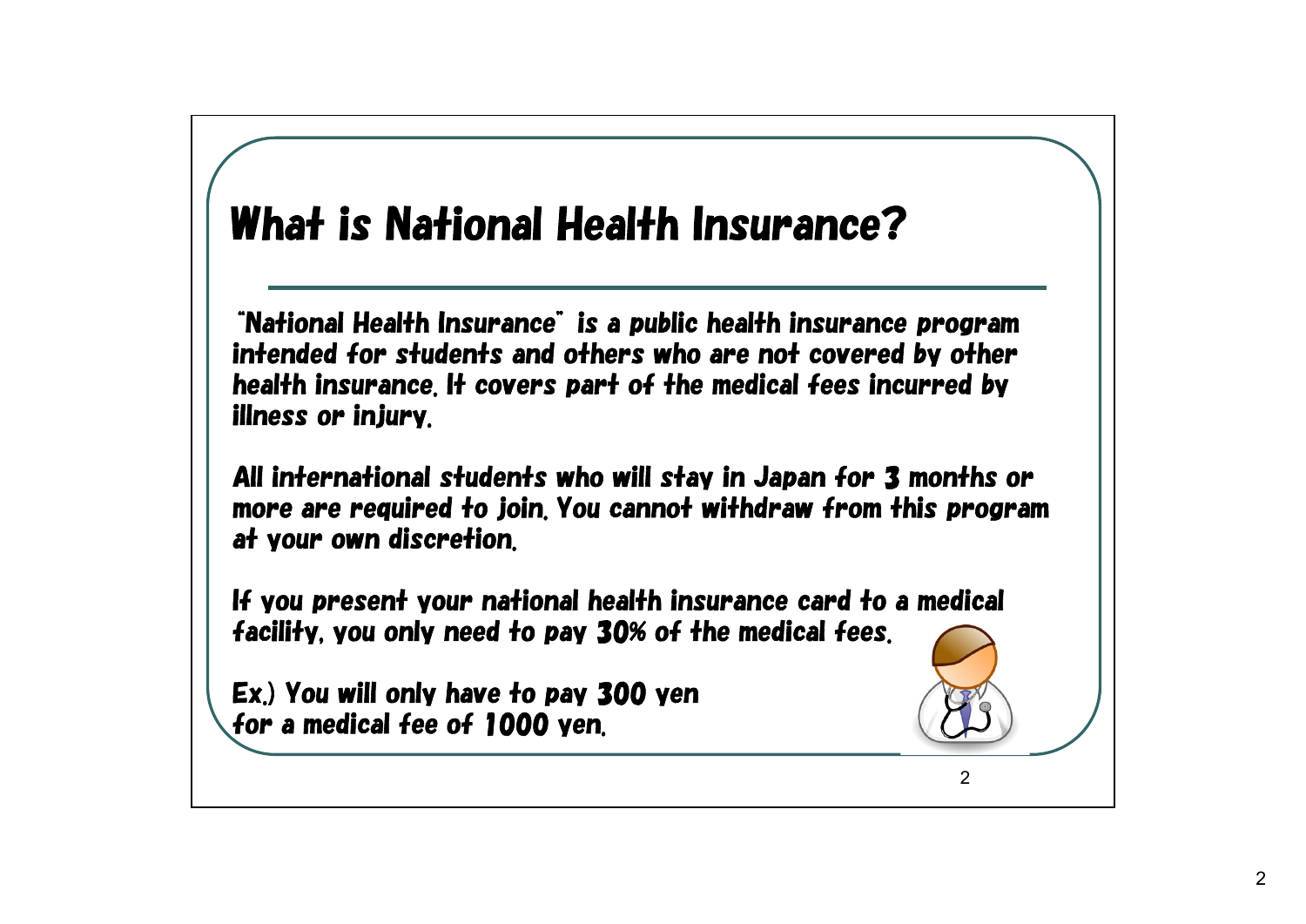# What is National Health Insurance?

"National Health Insurance" is a public health insurance program intended for students and others who are not covered by other health insurance. It covers part of the medical fees incurred by illness or injury.

All international students who will stay in Japan for 3 months or more are required to join. You cannot withdraw from this program at your own discretion.

If you present your national health insurance card to a medical facility, you only need to pay 30% of the medical fees.

Ex.) You will only have to pay 300 yen for a medical fee of 1000 yen.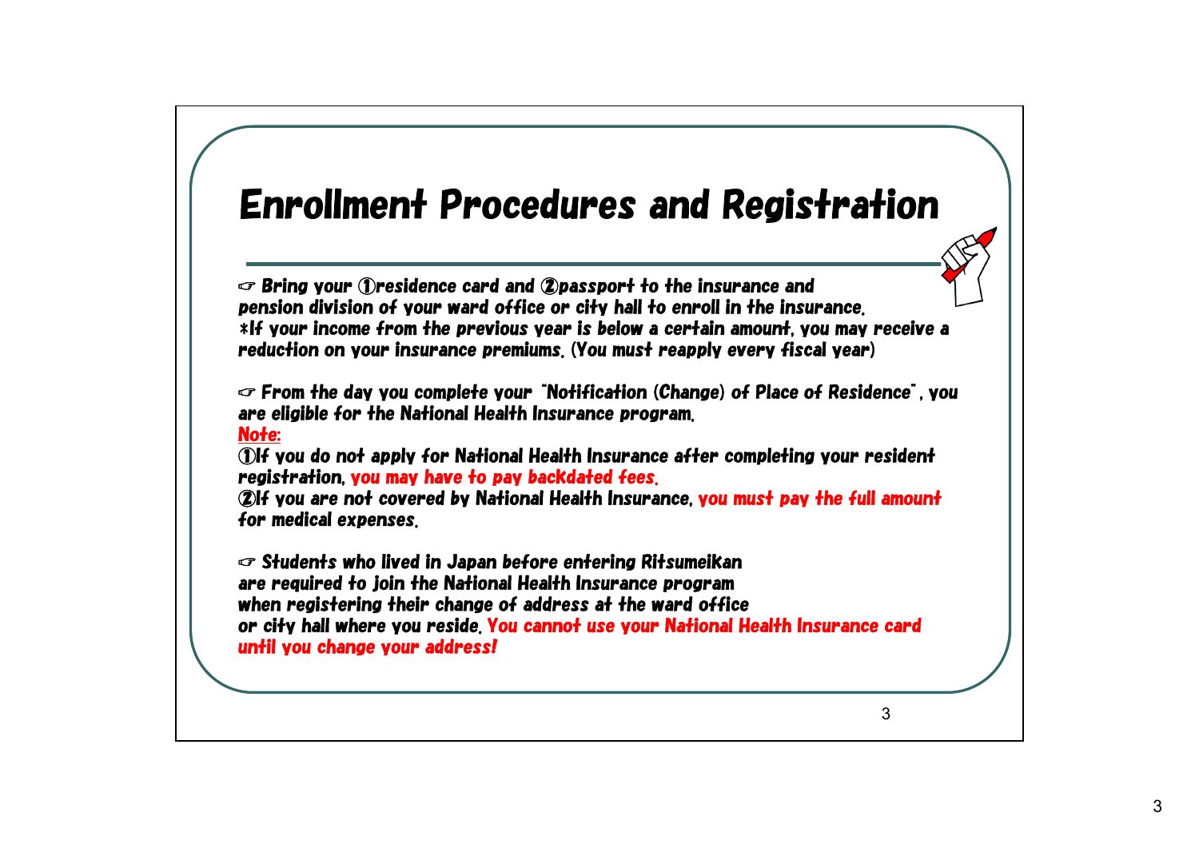# Enrollment Procedures and Registration

☞ Bring your ①residence card and ②passport to the insurance and pension division of your ward office or city hall to enroll in the insurance.
*If your income from the previous year is below a certain amount, you may receive a reduction on your insurance premiums. (You must reapply every fiscal year)

☞ From the day you complete your "Notification (Change) of Place of Residence", you are eligible for the National Health Insurance program.

Note:

①If you do not apply for National Health Insurance after completing your resident registration, **you may have to pay backdated fees.**

②If you are not covered by National Health Insurance, **you must pay the full amount** for medical expenses.

☞ Students who lived in Japan before entering Ritsumeikan are required to join the National Health Insurance program when registering their change of address at the ward office or city hall where you reside. **You cannot use your National Health Insurance card until you change your address!**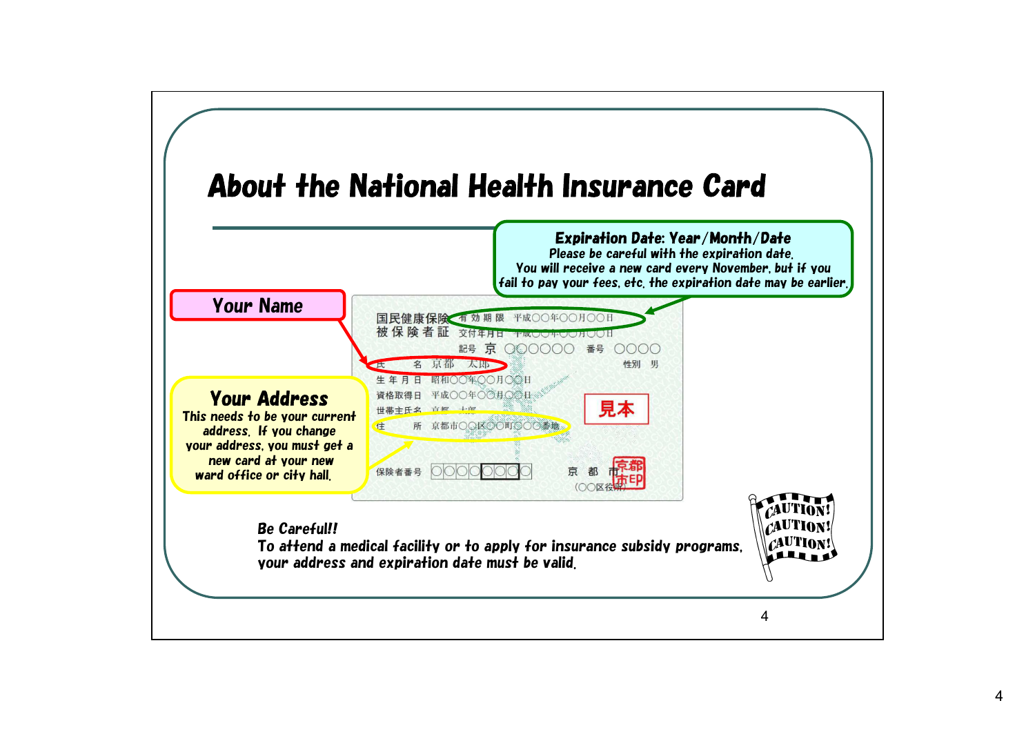# About the National Health Insurance Card

**Expiration Date: Year/Month/Date**
Please be careful with the expiration date.
You will receive a new card every November, but if you fail to pay your fees, etc. the expiration date may be earlier.

**Your Name**

**Your Address**
This needs to be your current address. If you change your address, you must get a new card at your new ward office or city hall.

国民健康保険被保険者証　有効期限　平成○○年○○月○○日
交付年月日　平成○○年○○月○○日
記号　京　○○○○○○　番号　○○○○
氏名　京都　太郎　性別　男
生年月日　昭和○○年○○月○○日
資格取得日　平成○○年○○月○○日
世帯主氏名　京都　太郎
住所　京都市○○区○○町○○○番地
保険者番号　○○○○○○○○
京都市（○○区役所）
見本

**Be Careful!!**
To attend a medical facility or to apply for insurance subsidy programs, your address and expiration date must be valid.

CAUTION! CAUTION! CAUTION!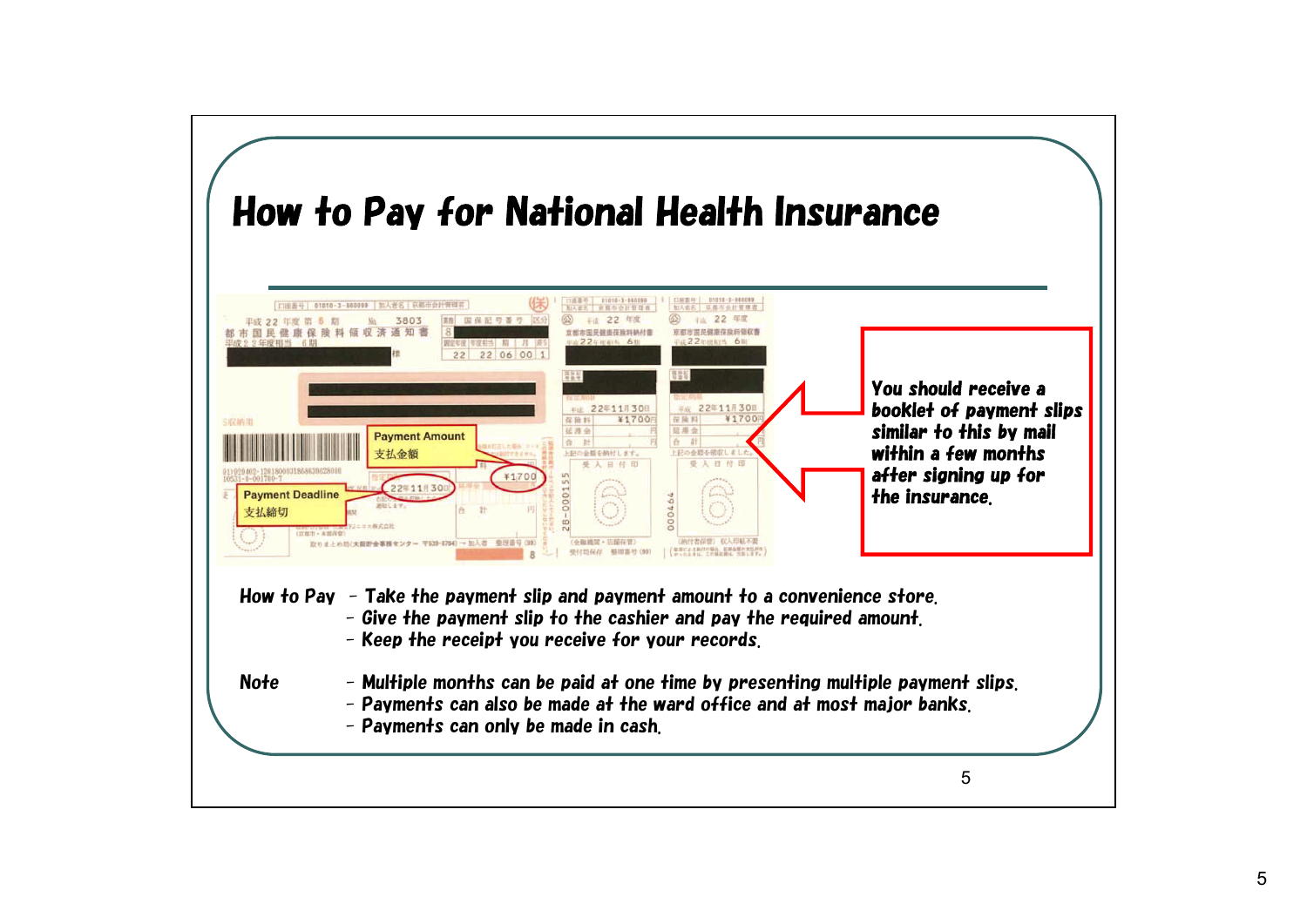# How to Pay for National Health Insurance

Payment Amount
支払金額

Payment Deadline
支払締切

You should receive a booklet of payment slips similar to this by mail within a few months after signing up for the insurance.

**How to Pay**
- Take the payment slip and payment amount to a convenience store.
- Give the payment slip to the cashier and pay the required amount.
- Keep the receipt you receive for your records.

**Note**
- Multiple months can be paid at one time by presenting multiple payment slips.
- Payments can also be made at the ward office and at most major banks.
- Payments can only be made in cash.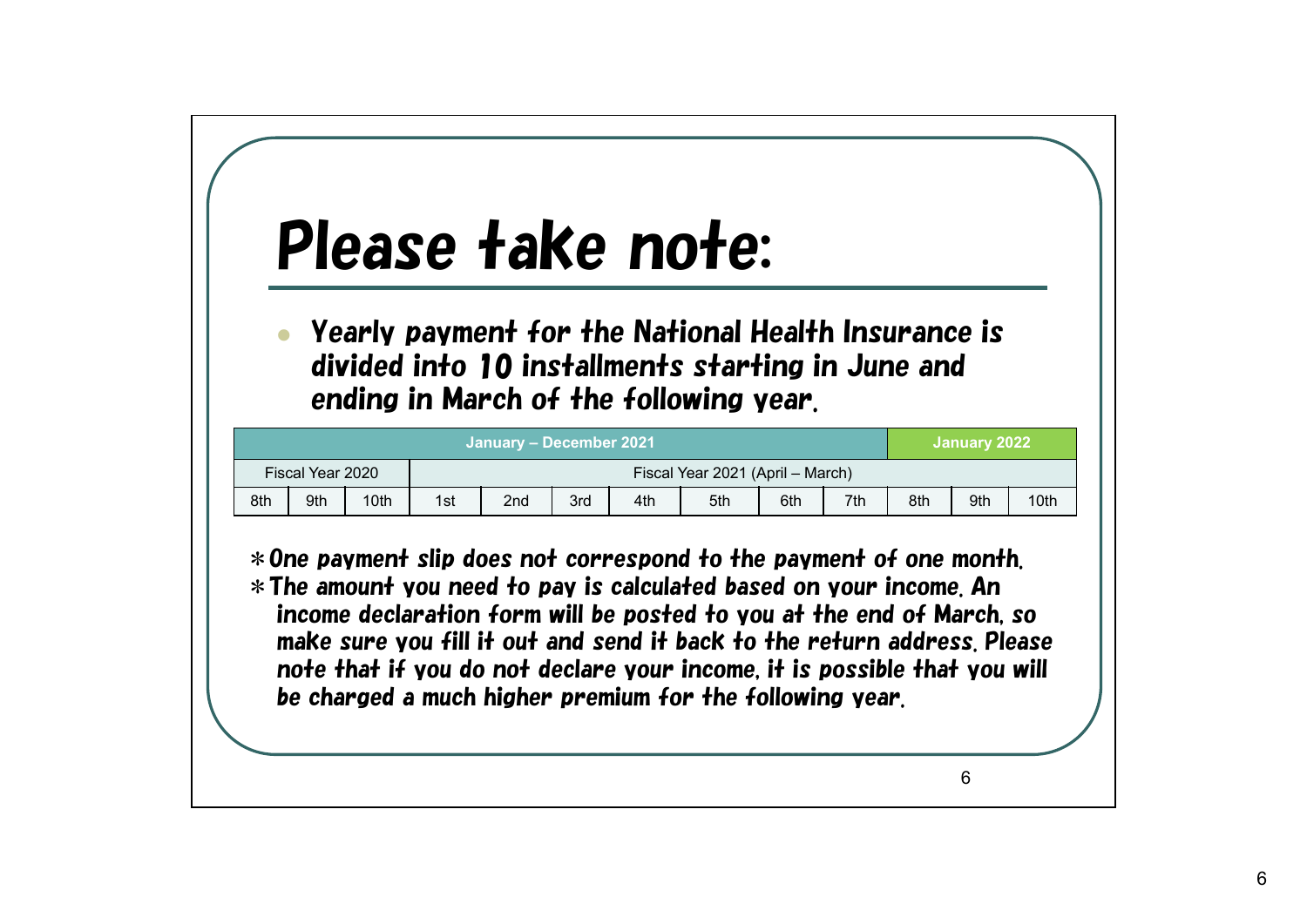# Please take note:

- Yearly payment for the National Health Insurance is divided into 10 installments starting in June and ending in March of the following year.

| January – December 2021 | | | | | | | | | | January 2022 | | |
|---|---|---|---|---|---|---|---|---|---|---|---|---|
| Fiscal Year 2020 | | | Fiscal Year 2021 (April – March) | | | | | | | | | |
| 8th | 9th | 10th | 1st | 2nd | 3rd | 4th | 5th | 6th | 7th | 8th | 9th | 10th |

＊One payment slip does not correspond to the payment of one month.

＊The amount you need to pay is calculated based on your income. An income declaration form will be posted to you at the end of March, so make sure you fill it out and send it back to the return address. Please note that if you do not declare your income, it is possible that you will be charged a much higher premium for the following year.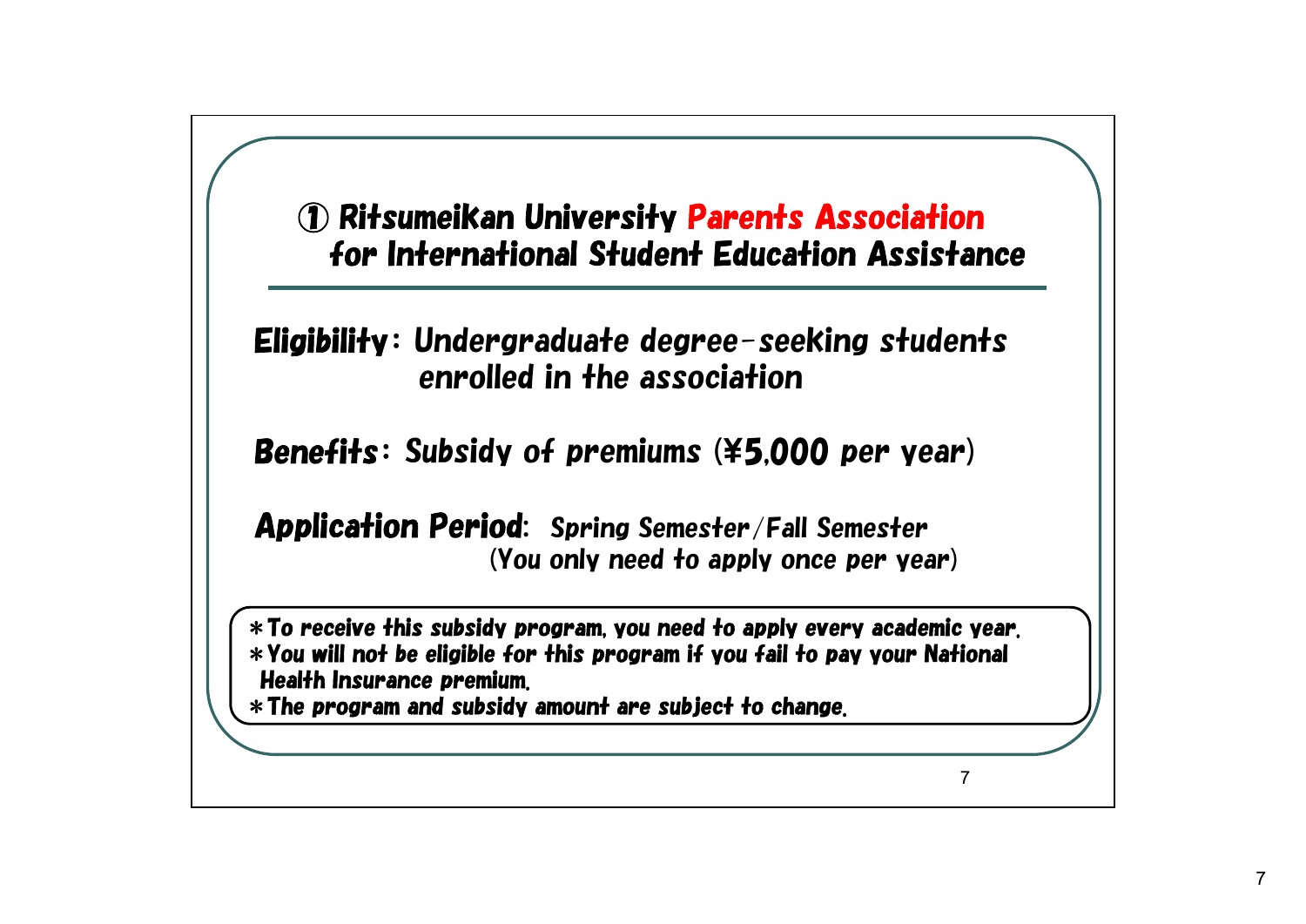## ① Ritsumeikan University Parents Association for International Student Education Assistance

**Eligibility**: *Undergraduate degree-seeking students enrolled in the association*

**Benefits**: *Subsidy of premiums (¥5,000 per year)*

**Application Period**: *Spring Semester/Fall Semester (You only need to apply once per year)*

*To receive this subsidy program, you need to apply every academic year.
*You will not be eligible for this program if you fail to pay your National Health Insurance premium.
*The program and subsidy amount are subject to change.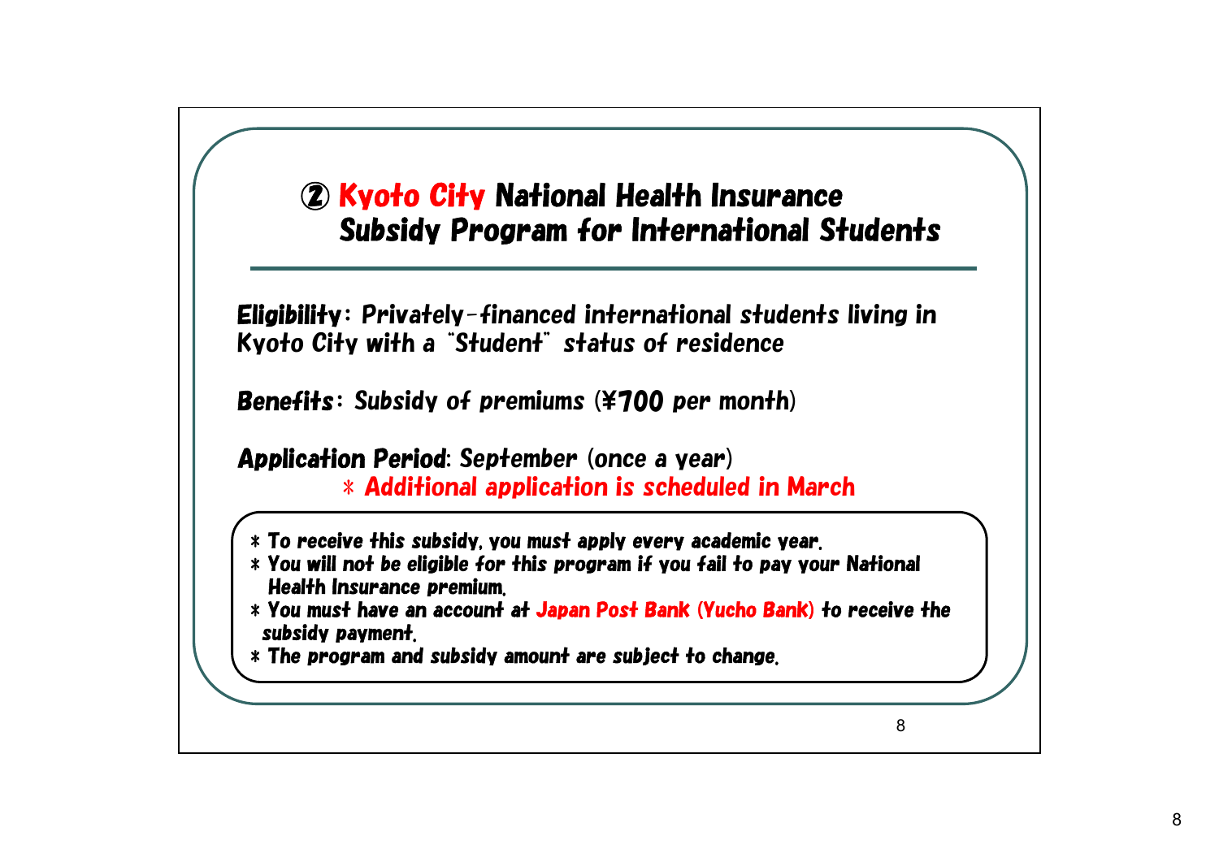## ② Kyoto City National Health Insurance Subsidy Program for International Students

**Eligibility**: Privately-financed international students living in Kyoto City with a "Student" status of residence

**Benefits**: Subsidy of premiums (¥700 per month)

**Application Period**: September (once a year)
＊ Additional application is scheduled in March

- ＊ To receive this subsidy, you must apply every academic year.
- ＊ You will not be eligible for this program if you fail to pay your National Health Insurance premium.
- ＊ You must have an account at Japan Post Bank (Yucho Bank) to receive the subsidy payment.
- ＊ The program and subsidy amount are subject to change.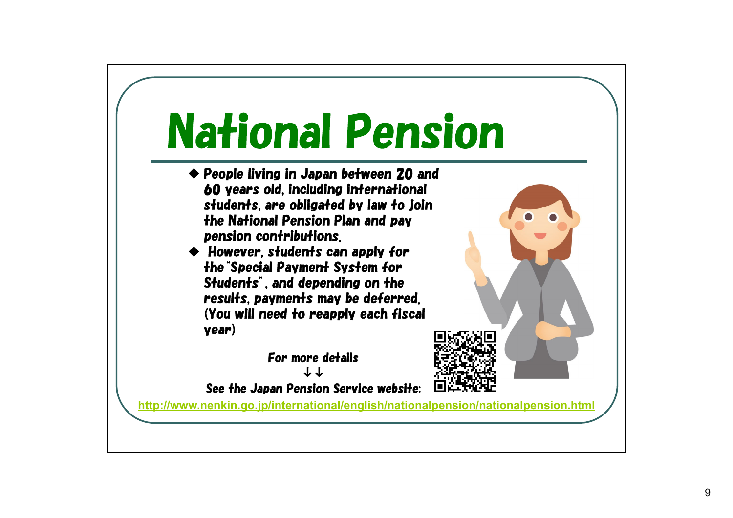# National Pension

- People living in Japan between 20 and 60 years old, including international students, are obligated by law to join the National Pension Plan and pay pension contributions.
- However, students can apply for the "Special Payment System for Students", and depending on the results, payments may be deferred. (You will need to reapply each fiscal year)

For more details

↓↓

See the Japan Pension Service website:

http://www.nenkin.go.jp/international/english/nationalpension/nationalpension.html